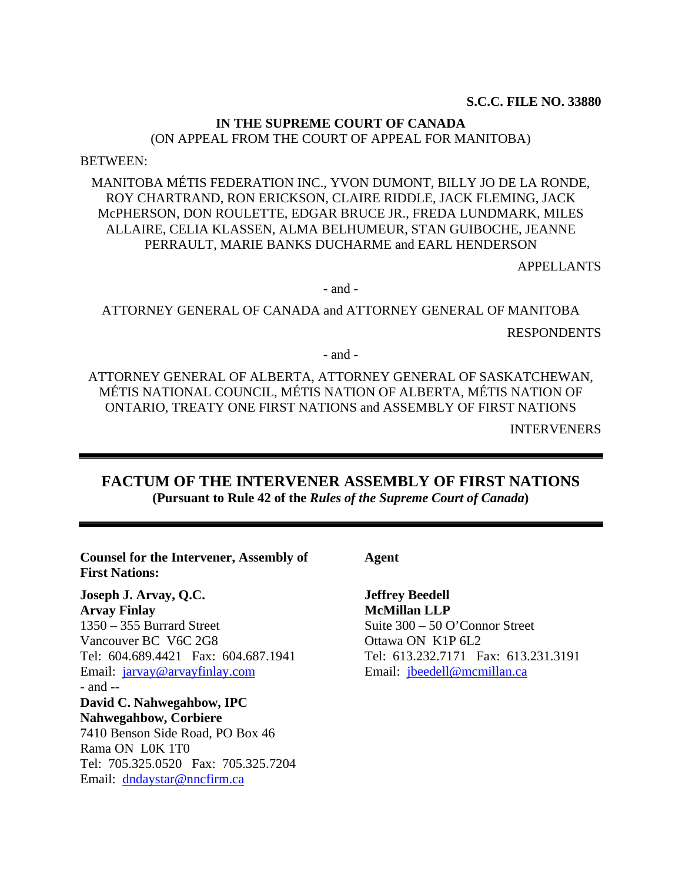**S.C.C. FILE NO. 33880**

**IN THE SUPREME COURT OF CANADA**
(ON APPEAL FROM THE COURT OF APPEAL FOR MANITOBA)

BETWEEN:

MANITOBA MÉTIS FEDERATION INC., YVON DUMONT, BILLY JO DE LA RONDE, ROY CHARTRAND, RON ERICKSON, CLAIRE RIDDLE, JACK FLEMING, JACK McPHERSON, DON ROULETTE, EDGAR BRUCE JR., FREDA LUNDMARK, MILES ALLAIRE, CELIA KLASSEN, ALMA BELHUMEUR, STAN GUIBOCHE, JEANNE PERRAULT, MARIE BANKS DUCHARME and EARL HENDERSON

APPELLANTS

\- and -

ATTORNEY GENERAL OF CANADA and ATTORNEY GENERAL OF MANITOBA

RESPONDENTS

\- and -

ATTORNEY GENERAL OF ALBERTA, ATTORNEY GENERAL OF SASKATCHEWAN, MÉTIS NATIONAL COUNCIL, MÉTIS NATION OF ALBERTA, MÉTIS NATION OF ONTARIO, TREATY ONE FIRST NATIONS and ASSEMBLY OF FIRST NATIONS

INTERVENERS

---

# FACTUM OF THE INTERVENER ASSEMBLY OF FIRST NATIONS

**(Pursuant to Rule 42 of the *Rules of the Supreme Court of Canada*)**

---

**Counsel for the Intervener, Assembly of First Nations:**

**Joseph J. Arvay, Q.C.**
**Arvay Finlay**
1350 – 355 Burrard Street
Vancouver BC V6C 2G8
Tel: 604.689.4421 Fax: 604.687.1941
Email: jarvay@arvayfinlay.com
\- and --
**David C. Nahwegahbow, IPC**
**Nahwegahbow, Corbiere**
7410 Benson Side Road, PO Box 46
Rama ON L0K 1T0
Tel: 705.325.0520 Fax: 705.325.7204
Email: dndaystar@nncfirm.ca

**Agent**

**Jeffrey Beedell**
**McMillan LLP**
Suite 300 – 50 O'Connor Street
Ottawa ON K1P 6L2
Tel: 613.232.7171 Fax: 613.231.3191
Email: jbeedell@mcmillan.ca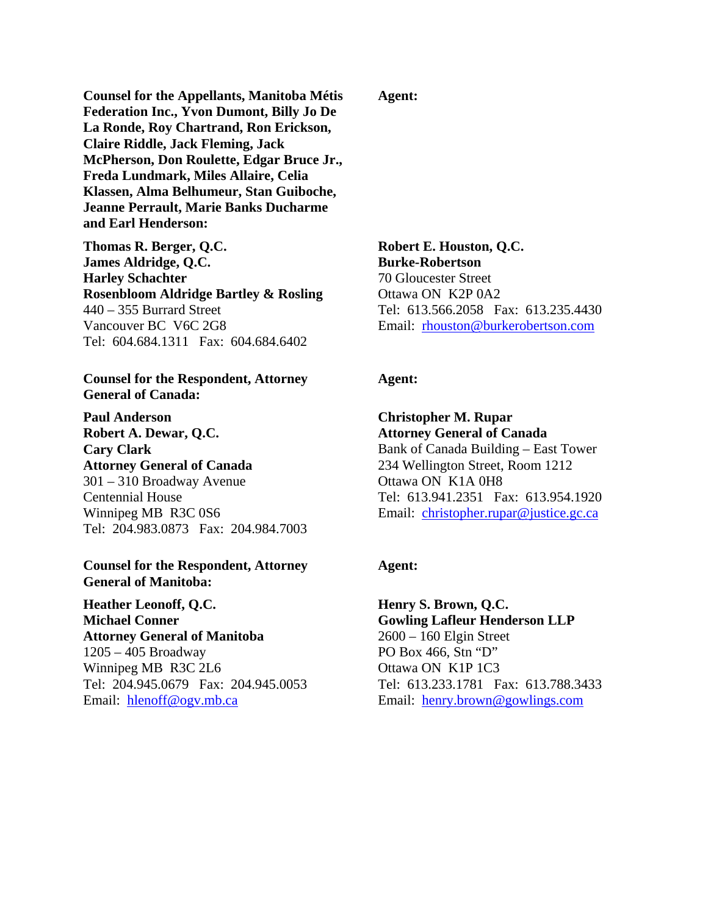**Counsel for the Appellants, Manitoba Métis Federation Inc., Yvon Dumont, Billy Jo De La Ronde, Roy Chartrand, Ron Erickson, Claire Riddle, Jack Fleming, Jack McPherson, Don Roulette, Edgar Bruce Jr., Freda Lundmark, Miles Allaire, Celia Klassen, Alma Belhumeur, Stan Guiboche, Jeanne Perrault, Marie Banks Ducharme and Earl Henderson:**

**Thomas R. Berger, Q.C.**
**James Aldridge, Q.C.**
**Harley Schachter**
**Rosenbloom Aldridge Bartley & Rosling**
440 – 355 Burrard Street
Vancouver BC V6C 2G8
Tel: 604.684.1311 Fax: 604.684.6402

**Agent:**

**Robert E. Houston, Q.C.**
**Burke-Robertson**
70 Gloucester Street
Ottawa ON K2P 0A2
Tel: 613.566.2058 Fax: 613.235.4430
Email: rhouston@burkerobertson.com

**Counsel for the Respondent, Attorney General of Canada:**

**Paul Anderson**
**Robert A. Dewar, Q.C.**
**Cary Clark**
**Attorney General of Canada**
301 – 310 Broadway Avenue
Centennial House
Winnipeg MB R3C 0S6
Tel: 204.983.0873 Fax: 204.984.7003

**Agent:**

**Christopher M. Rupar**
**Attorney General of Canada**
Bank of Canada Building – East Tower
234 Wellington Street, Room 1212
Ottawa ON K1A 0H8
Tel: 613.941.2351 Fax: 613.954.1920
Email: christopher.rupar@justice.gc.ca

**Counsel for the Respondent, Attorney General of Manitoba:**

**Heather Leonoff, Q.C.**
**Michael Conner**
**Attorney General of Manitoba**
1205 – 405 Broadway
Winnipeg MB R3C 2L6
Tel: 204.945.0679 Fax: 204.945.0053
Email: hlenoff@ogv.mb.ca

**Agent:**

**Henry S. Brown, Q.C.**
**Gowling Lafleur Henderson LLP**
2600 – 160 Elgin Street
PO Box 466, Stn "D"
Ottawa ON K1P 1C3
Tel: 613.233.1781 Fax: 613.788.3433
Email: henry.brown@gowlings.com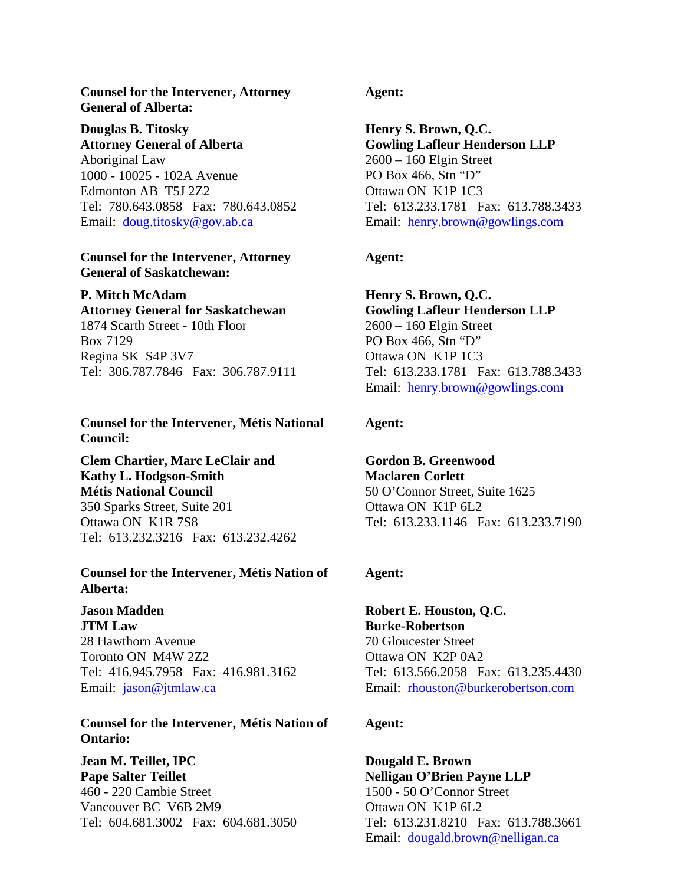**Counsel for the Intervener, Attorney General of Alberta:**

**Douglas B. Titosky**
**Attorney General of Alberta**
Aboriginal Law
1000 - 10025 - 102A Avenue
Edmonton AB T5J 2Z2
Tel: 780.643.0858 Fax: 780.643.0852
Email: doug.titosky@gov.ab.ca

**Agent:**

**Henry S. Brown, Q.C.**
**Gowling Lafleur Henderson LLP**
2600 – 160 Elgin Street
PO Box 466, Stn "D"
Ottawa ON K1P 1C3
Tel: 613.233.1781 Fax: 613.788.3433
Email: henry.brown@gowlings.com

**Counsel for the Intervener, Attorney General of Saskatchewan:**

**P. Mitch McAdam**
**Attorney General for Saskatchewan**
1874 Scarth Street - 10th Floor
Box 7129
Regina SK S4P 3V7
Tel: 306.787.7846 Fax: 306.787.9111

**Agent:**

**Henry S. Brown, Q.C.**
**Gowling Lafleur Henderson LLP**
2600 – 160 Elgin Street
PO Box 466, Stn "D"
Ottawa ON K1P 1C3
Tel: 613.233.1781 Fax: 613.788.3433
Email: henry.brown@gowlings.com

**Counsel for the Intervener, Métis National Council:**

**Clem Chartier, Marc LeClair and Kathy L. Hodgson-Smith**
**Métis National Council**
350 Sparks Street, Suite 201
Ottawa ON K1R 7S8
Tel: 613.232.3216 Fax: 613.232.4262

**Agent:**

**Gordon B. Greenwood**
**Maclaren Corlett**
50 O'Connor Street, Suite 1625
Ottawa ON K1P 6L2
Tel: 613.233.1146 Fax: 613.233.7190

**Counsel for the Intervener, Métis Nation of Alberta:**

**Jason Madden**
**JTM Law**
28 Hawthorn Avenue
Toronto ON M4W 2Z2
Tel: 416.945.7958 Fax: 416.981.3162
Email: jason@jtmlaw.ca

**Agent:**

**Robert E. Houston, Q.C.**
**Burke-Robertson**
70 Gloucester Street
Ottawa ON K2P 0A2
Tel: 613.566.2058 Fax: 613.235.4430
Email: rhouston@burkerobertson.com

**Counsel for the Intervener, Métis Nation of Ontario:**

**Jean M. Teillet, IPC**
**Pape Salter Teillet**
460 - 220 Cambie Street
Vancouver BC V6B 2M9
Tel: 604.681.3002 Fax: 604.681.3050

**Agent:**

**Dougald E. Brown**
**Nelligan O'Brien Payne LLP**
1500 - 50 O'Connor Street
Ottawa ON K1P 6L2
Tel: 613.231.8210 Fax: 613.788.3661
Email: dougald.brown@nelligan.ca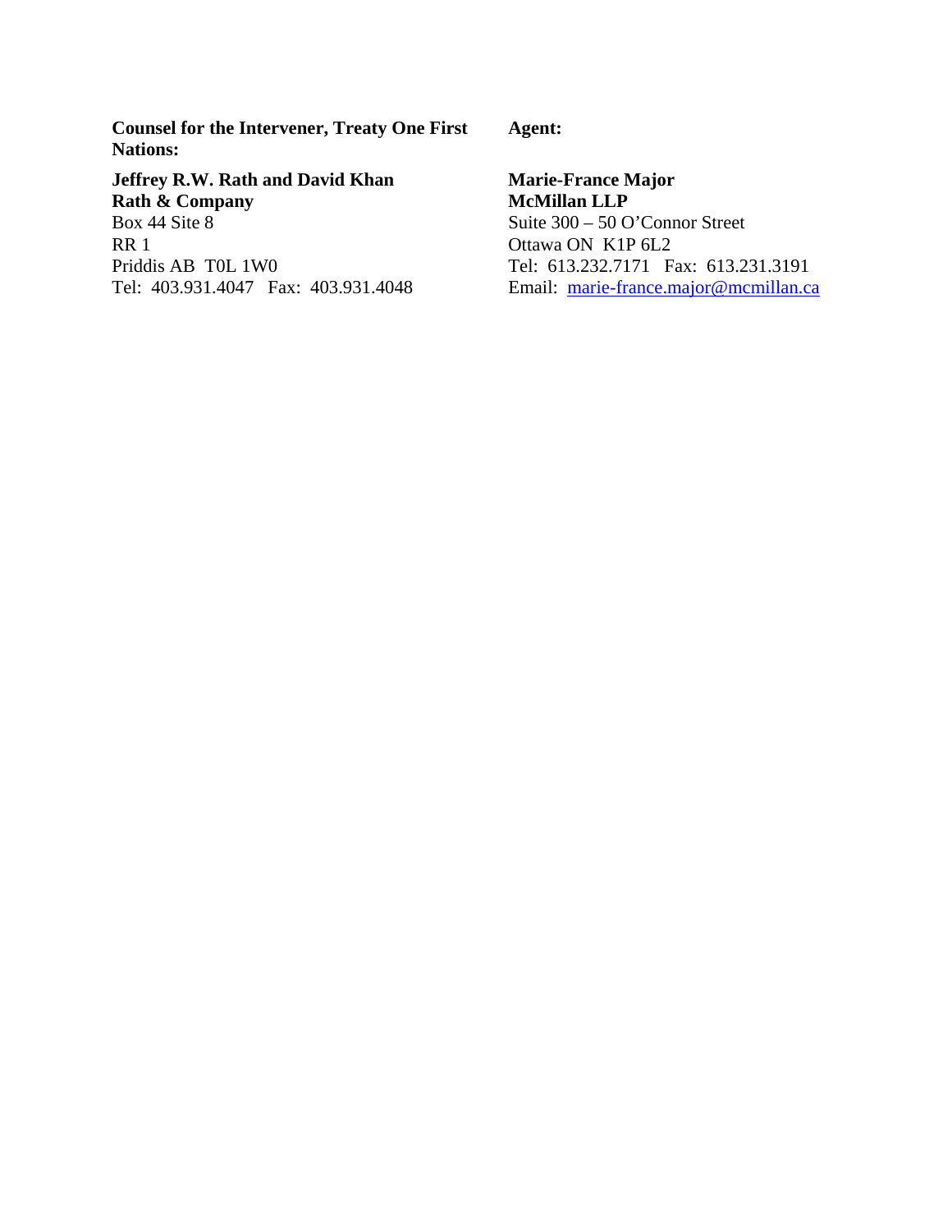**Counsel for the Intervener, Treaty One First Nations:**

**Jeffrey R.W. Rath and David Khan**
**Rath & Company**
Box 44 Site 8
RR 1
Priddis AB  T0L 1W0
Tel:  403.931.4047   Fax:  403.931.4048

**Agent:**

**Marie-France Major**
**McMillan LLP**
Suite 300 – 50 O'Connor Street
Ottawa ON  K1P 6L2
Tel:  613.232.7171   Fax:  613.231.3191
Email:  marie-france.major@mcmillan.ca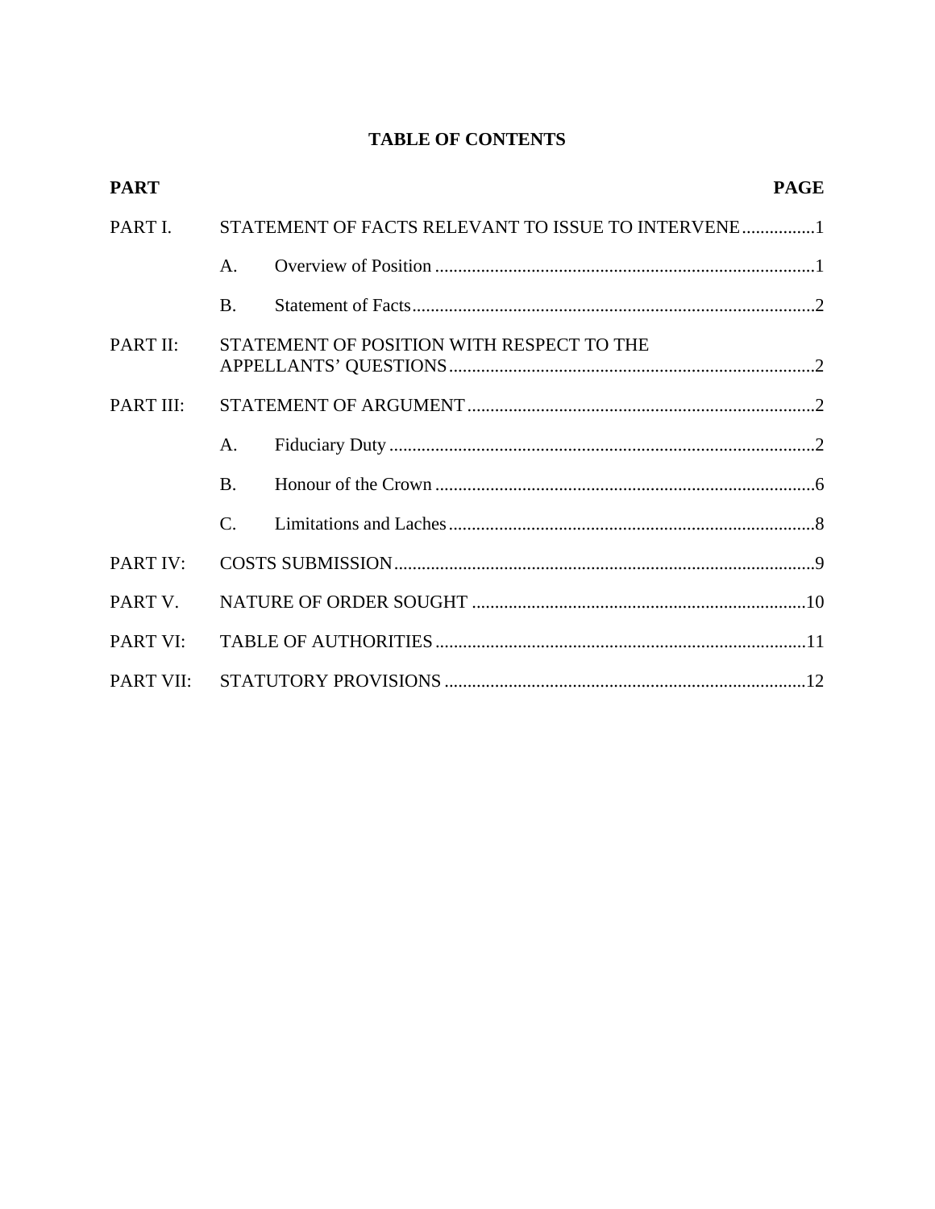# TABLE OF CONTENTS

| PART | | PAGE |
|---|---|---|
| PART I. | STATEMENT OF FACTS RELEVANT TO ISSUE TO INTERVENE | 1 |
| | A. Overview of Position | 1 |
| | B. Statement of Facts | 2 |
| PART II: | STATEMENT OF POSITION WITH RESPECT TO THE APPELLANTS' QUESTIONS | 2 |
| PART III: | STATEMENT OF ARGUMENT | 2 |
| | A. Fiduciary Duty | 2 |
| | B. Honour of the Crown | 6 |
| | C. Limitations and Laches | 8 |
| PART IV: | COSTS SUBMISSION | 9 |
| PART V. | NATURE OF ORDER SOUGHT | 10 |
| PART VI: | TABLE OF AUTHORITIES | 11 |
| PART VII: | STATUTORY PROVISIONS | 12 |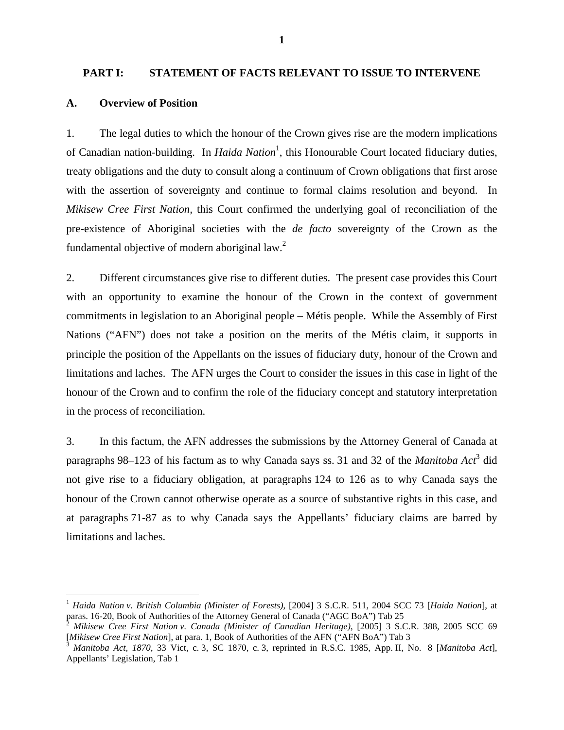## PART I: STATEMENT OF FACTS RELEVANT TO ISSUE TO INTERVENE

### A. Overview of Position

1. The legal duties to which the honour of the Crown gives rise are the modern implications of Canadian nation-building. In *Haida Nation*[1], this Honourable Court located fiduciary duties, treaty obligations and the duty to consult along a continuum of Crown obligations that first arose with the assertion of sovereignty and continue to formal claims resolution and beyond. In *Mikisew Cree First Nation*, this Court confirmed the underlying goal of reconciliation of the pre-existence of Aboriginal societies with the *de facto* sovereignty of the Crown as the fundamental objective of modern aboriginal law.[2]

2. Different circumstances give rise to different duties. The present case provides this Court with an opportunity to examine the honour of the Crown in the context of government commitments in legislation to an Aboriginal people – Métis people. While the Assembly of First Nations ("AFN") does not take a position on the merits of the Métis claim, it supports in principle the position of the Appellants on the issues of fiduciary duty, honour of the Crown and limitations and laches. The AFN urges the Court to consider the issues in this case in light of the honour of the Crown and to confirm the role of the fiduciary concept and statutory interpretation in the process of reconciliation.

3. In this factum, the AFN addresses the submissions by the Attorney General of Canada at paragraphs 98–123 of his factum as to why Canada says ss. 31 and 32 of the *Manitoba Act*[3] did not give rise to a fiduciary obligation, at paragraphs 124 to 126 as to why Canada says the honour of the Crown cannot otherwise operate as a source of substantive rights in this case, and at paragraphs 71-87 as to why Canada says the Appellants' fiduciary claims are barred by limitations and laches.

---

[1] *Haida Nation v. British Columbia (Minister of Forests)*, [2004] 3 S.C.R. 511, 2004 SCC 73 [*Haida Nation*], at paras. 16-20, Book of Authorities of the Attorney General of Canada ("AGC BoA") Tab 25

[2] *Mikisew Cree First Nation v. Canada (Minister of Canadian Heritage)*, [2005] 3 S.C.R. 388, 2005 SCC 69 [*Mikisew Cree First Nation*], at para. 1, Book of Authorities of the AFN ("AFN BoA") Tab 3

[3] *Manitoba Act, 1870*, 33 Vict, c. 3, SC 1870, c. 3, reprinted in R.S.C. 1985, App. II, No. 8 [*Manitoba Act*], Appellants' Legislation, Tab 1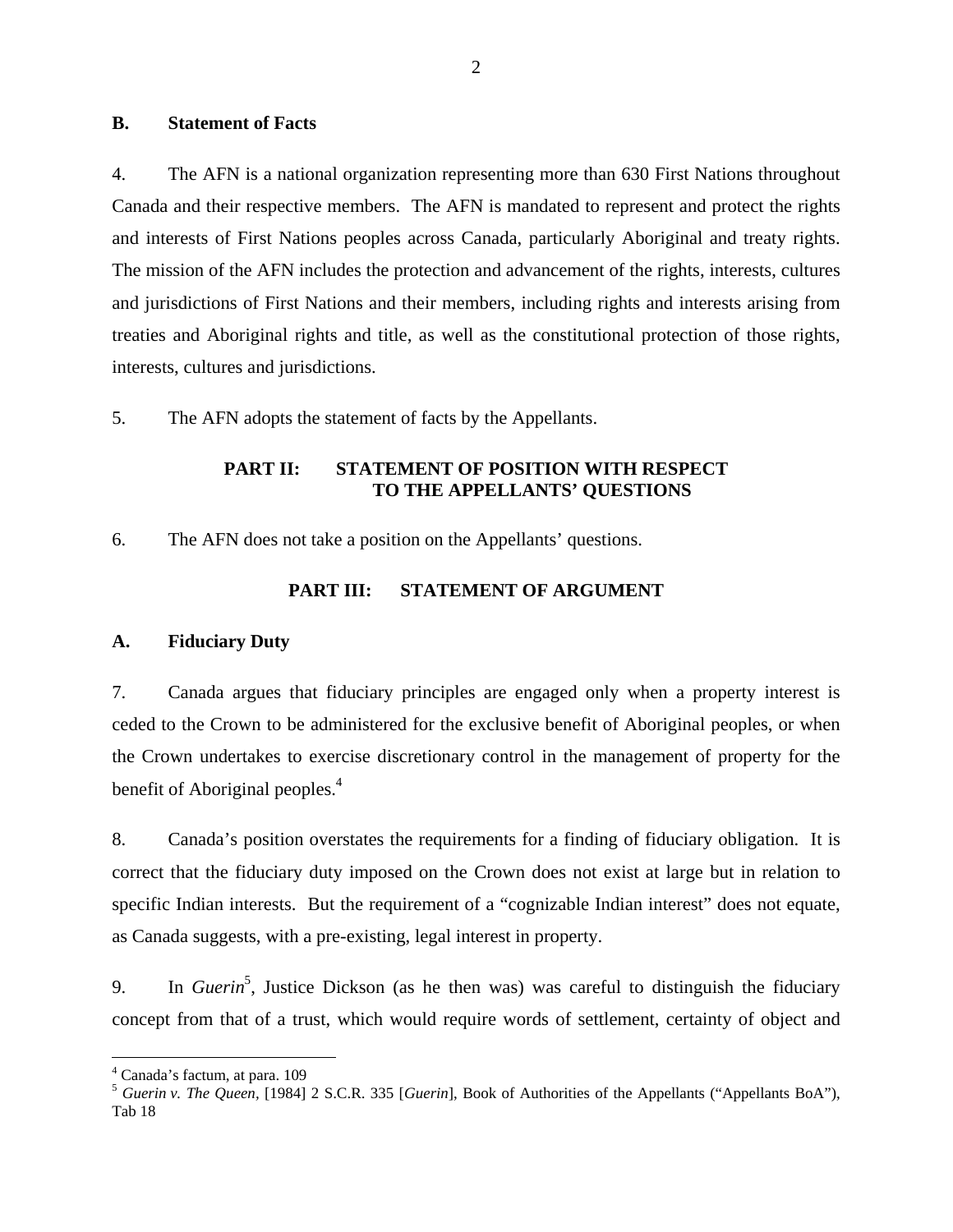### B. Statement of Facts

4. The AFN is a national organization representing more than 630 First Nations throughout Canada and their respective members. The AFN is mandated to represent and protect the rights and interests of First Nations peoples across Canada, particularly Aboriginal and treaty rights. The mission of the AFN includes the protection and advancement of the rights, interests, cultures and jurisdictions of First Nations and their members, including rights and interests arising from treaties and Aboriginal rights and title, as well as the constitutional protection of those rights, interests, cultures and jurisdictions.

5. The AFN adopts the statement of facts by the Appellants.

## PART II: STATEMENT OF POSITION WITH RESPECT TO THE APPELLANTS' QUESTIONS

6. The AFN does not take a position on the Appellants' questions.

## PART III: STATEMENT OF ARGUMENT

### A. Fiduciary Duty

7. Canada argues that fiduciary principles are engaged only when a property interest is ceded to the Crown to be administered for the exclusive benefit of Aboriginal peoples, or when the Crown undertakes to exercise discretionary control in the management of property for the benefit of Aboriginal peoples.[4]

8. Canada's position overstates the requirements for a finding of fiduciary obligation. It is correct that the fiduciary duty imposed on the Crown does not exist at large but in relation to specific Indian interests. But the requirement of a "cognizable Indian interest" does not equate, as Canada suggests, with a pre-existing, legal interest in property.

9. In *Guerin*[5], Justice Dickson (as he then was) was careful to distinguish the fiduciary concept from that of a trust, which would require words of settlement, certainty of object and

---

[4] Canada's factum, at para. 109

[5] *Guerin v. The Queen*, [1984] 2 S.C.R. 335 [*Guerin*], Book of Authorities of the Appellants ("Appellants BoA"), Tab 18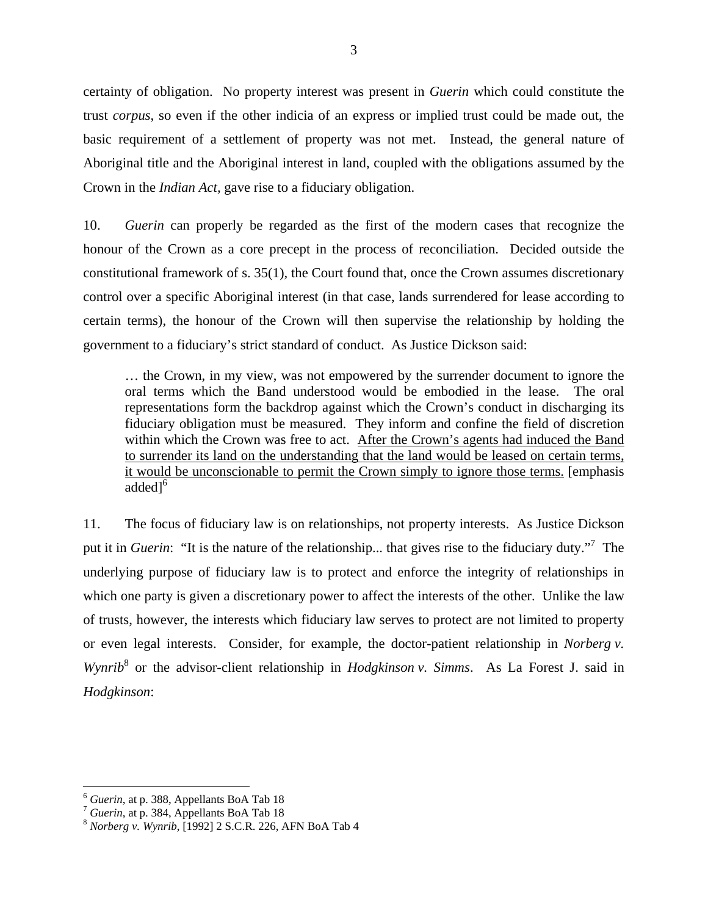certainty of obligation. No property interest was present in *Guerin* which could constitute the trust *corpus*, so even if the other indicia of an express or implied trust could be made out, the basic requirement of a settlement of property was not met. Instead, the general nature of Aboriginal title and the Aboriginal interest in land, coupled with the obligations assumed by the Crown in the *Indian Act*, gave rise to a fiduciary obligation.

10. *Guerin* can properly be regarded as the first of the modern cases that recognize the honour of the Crown as a core precept in the process of reconciliation. Decided outside the constitutional framework of s. 35(1), the Court found that, once the Crown assumes discretionary control over a specific Aboriginal interest (in that case, lands surrendered for lease according to certain terms), the honour of the Crown will then supervise the relationship by holding the government to a fiduciary's strict standard of conduct. As Justice Dickson said:

> … the Crown, in my view, was not empowered by the surrender document to ignore the oral terms which the Band understood would be embodied in the lease. The oral representations form the backdrop against which the Crown's conduct in discharging its fiduciary obligation must be measured. They inform and confine the field of discretion within which the Crown was free to act. <u>After the Crown's agents had induced the Band to surrender its land on the understanding that the land would be leased on certain terms, it would be unconscionable to permit the Crown simply to ignore those terms.</u> [emphasis added][6]

11. The focus of fiduciary law is on relationships, not property interests. As Justice Dickson put it in *Guerin*: "It is the nature of the relationship... that gives rise to the fiduciary duty."[7] The underlying purpose of fiduciary law is to protect and enforce the integrity of relationships in which one party is given a discretionary power to affect the interests of the other. Unlike the law of trusts, however, the interests which fiduciary law serves to protect are not limited to property or even legal interests. Consider, for example, the doctor-patient relationship in *Norberg v. Wynrib*[8] or the advisor-client relationship in *Hodgkinson v. Simms*. As La Forest J. said in *Hodgkinson*:

---

[6] *Guerin*, at p. 388, Appellants BoA Tab 18

[7] *Guerin*, at p. 384, Appellants BoA Tab 18

[8] *Norberg v. Wynrib*, [1992] 2 S.C.R. 226, AFN BoA Tab 4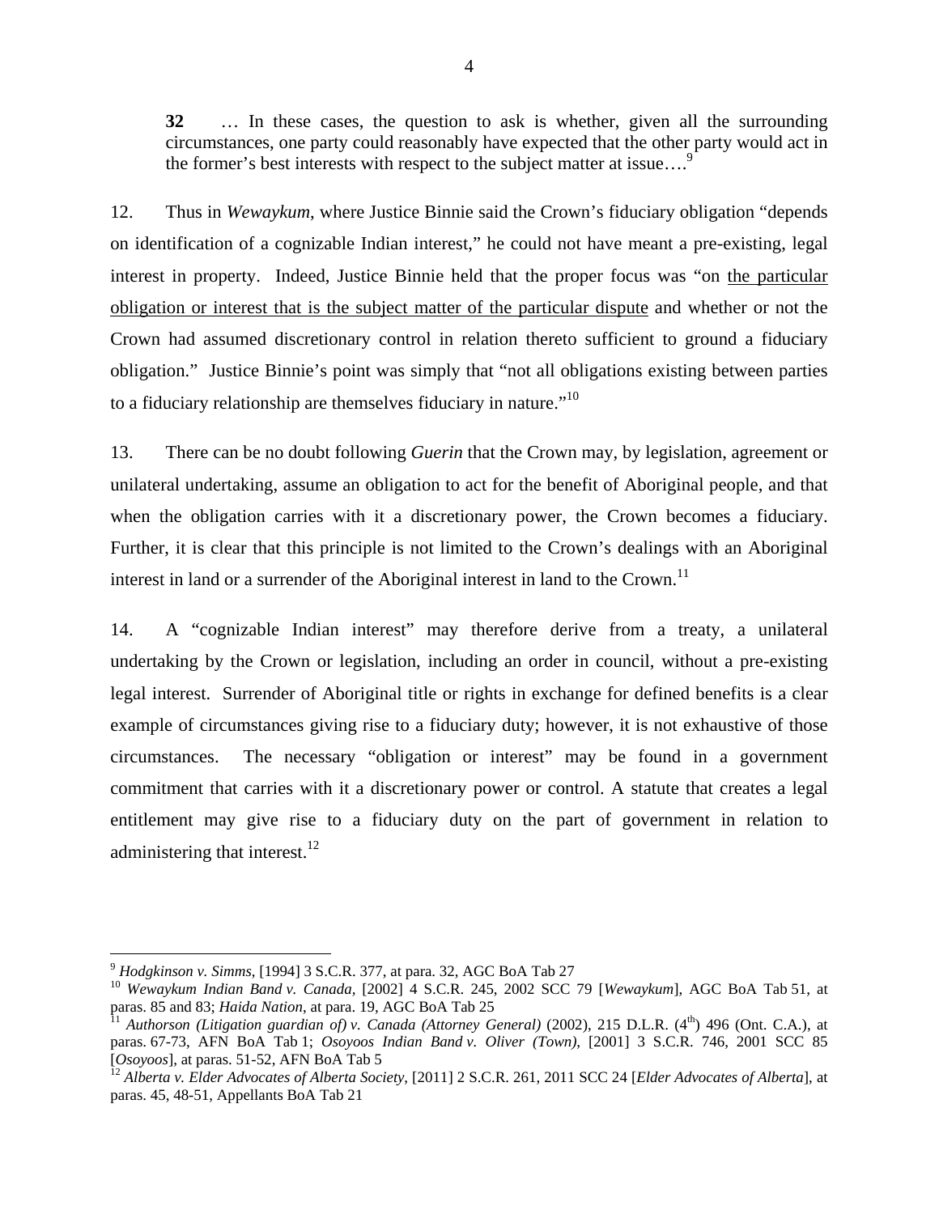> **32** … In these cases, the question to ask is whether, given all the surrounding circumstances, one party could reasonably have expected that the other party would act in the former's best interests with respect to the subject matter at issue….[9]

12. Thus in *Wewaykum*, where Justice Binnie said the Crown's fiduciary obligation "depends on identification of a cognizable Indian interest," he could not have meant a pre-existing, legal interest in property. Indeed, Justice Binnie held that the proper focus was "on <u>the particular obligation or interest that is the subject matter of the particular dispute</u> and whether or not the Crown had assumed discretionary control in relation thereto sufficient to ground a fiduciary obligation." Justice Binnie's point was simply that "not all obligations existing between parties to a fiduciary relationship are themselves fiduciary in nature."[10]

13. There can be no doubt following *Guerin* that the Crown may, by legislation, agreement or unilateral undertaking, assume an obligation to act for the benefit of Aboriginal people, and that when the obligation carries with it a discretionary power, the Crown becomes a fiduciary. Further, it is clear that this principle is not limited to the Crown's dealings with an Aboriginal interest in land or a surrender of the Aboriginal interest in land to the Crown.[11]

14. A "cognizable Indian interest" may therefore derive from a treaty, a unilateral undertaking by the Crown or legislation, including an order in council, without a pre-existing legal interest. Surrender of Aboriginal title or rights in exchange for defined benefits is a clear example of circumstances giving rise to a fiduciary duty; however, it is not exhaustive of those circumstances. The necessary "obligation or interest" may be found in a government commitment that carries with it a discretionary power or control. A statute that creates a legal entitlement may give rise to a fiduciary duty on the part of government in relation to administering that interest.[12]

---

[9] *Hodgkinson v. Simms*, [1994] 3 S.C.R. 377, at para. 32, AGC BoA Tab 27

[10] *Wewaykum Indian Band v. Canada*, [2002] 4 S.C.R. 245, 2002 SCC 79 [*Wewaykum*], AGC BoA Tab 51, at paras. 85 and 83; *Haida Nation*, at para. 19, AGC BoA Tab 25

[11] *Authorson (Litigation guardian of) v. Canada (Attorney General)* (2002), 215 D.L.R. (4th) 496 (Ont. C.A.), at paras. 67-73, AFN BoA Tab 1; *Osoyoos Indian Band v. Oliver (Town)*, [2001] 3 S.C.R. 746, 2001 SCC 85 [*Osoyoos*], at paras. 51-52, AFN BoA Tab 5

[12] *Alberta v. Elder Advocates of Alberta Society*, [2011] 2 S.C.R. 261, 2011 SCC 24 [*Elder Advocates of Alberta*], at paras. 45, 48-51, Appellants BoA Tab 21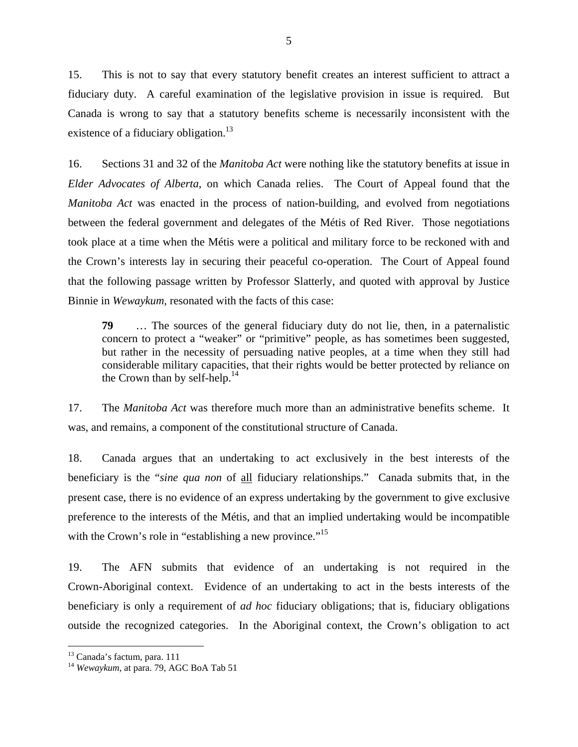15. This is not to say that every statutory benefit creates an interest sufficient to attract a fiduciary duty. A careful examination of the legislative provision in issue is required. But Canada is wrong to say that a statutory benefits scheme is necessarily inconsistent with the existence of a fiduciary obligation.[13]

16. Sections 31 and 32 of the *Manitoba Act* were nothing like the statutory benefits at issue in *Elder Advocates of Alberta,* on which Canada relies. The Court of Appeal found that the *Manitoba Act* was enacted in the process of nation-building, and evolved from negotiations between the federal government and delegates of the Métis of Red River. Those negotiations took place at a time when the Métis were a political and military force to be reckoned with and the Crown's interests lay in securing their peaceful co-operation. The Court of Appeal found that the following passage written by Professor Slatterly, and quoted with approval by Justice Binnie in *Wewaykum*, resonated with the facts of this case:

> **79** … The sources of the general fiduciary duty do not lie, then, in a paternalistic concern to protect a "weaker" or "primitive" people, as has sometimes been suggested, but rather in the necessity of persuading native peoples, at a time when they still had considerable military capacities, that their rights would be better protected by reliance on the Crown than by self-help.[14]

17. The *Manitoba Act* was therefore much more than an administrative benefits scheme. It was, and remains, a component of the constitutional structure of Canada.

18. Canada argues that an undertaking to act exclusively in the best interests of the beneficiary is the "*sine qua non* of <u>all</u> fiduciary relationships." Canada submits that, in the present case, there is no evidence of an express undertaking by the government to give exclusive preference to the interests of the Métis, and that an implied undertaking would be incompatible with the Crown's role in "establishing a new province."[15]

19. The AFN submits that evidence of an undertaking is not required in the Crown-Aboriginal context. Evidence of an undertaking to act in the bests interests of the beneficiary is only a requirement of *ad hoc* fiduciary obligations; that is, fiduciary obligations outside the recognized categories. In the Aboriginal context, the Crown's obligation to act

---

[13] Canada's factum, para. 111

[14] *Wewaykum,* at para. 79, AGC BoA Tab 51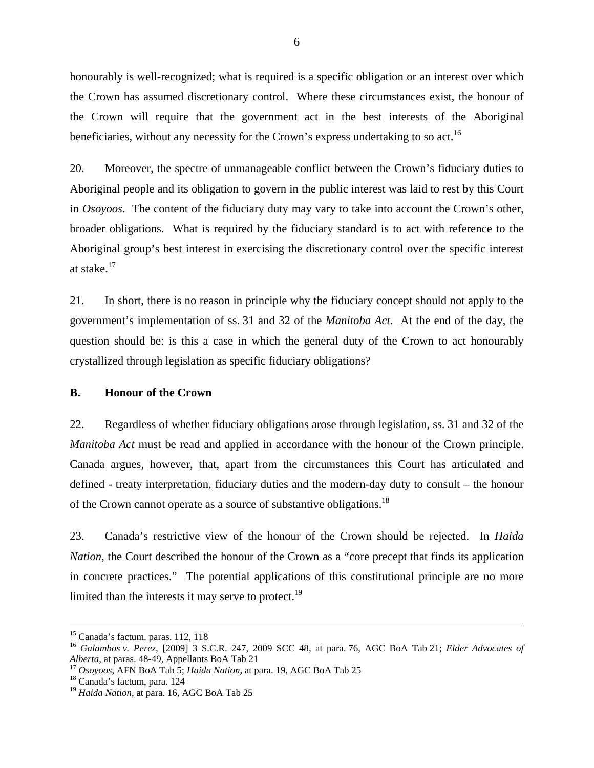honourably is well-recognized; what is required is a specific obligation or an interest over which the Crown has assumed discretionary control. Where these circumstances exist, the honour of the Crown will require that the government act in the best interests of the Aboriginal beneficiaries, without any necessity for the Crown's express undertaking to so act.[16]

20. Moreover, the spectre of unmanageable conflict between the Crown's fiduciary duties to Aboriginal people and its obligation to govern in the public interest was laid to rest by this Court in *Osoyoos*. The content of the fiduciary duty may vary to take into account the Crown's other, broader obligations. What is required by the fiduciary standard is to act with reference to the Aboriginal group's best interest in exercising the discretionary control over the specific interest at stake.[17]

21. In short, there is no reason in principle why the fiduciary concept should not apply to the government's implementation of ss. 31 and 32 of the *Manitoba Act*. At the end of the day, the question should be: is this a case in which the general duty of the Crown to act honourably crystallized through legislation as specific fiduciary obligations?

### B. Honour of the Crown

22. Regardless of whether fiduciary obligations arose through legislation, ss. 31 and 32 of the *Manitoba Act* must be read and applied in accordance with the honour of the Crown principle. Canada argues, however, that, apart from the circumstances this Court has articulated and defined - treaty interpretation, fiduciary duties and the modern-day duty to consult – the honour of the Crown cannot operate as a source of substantive obligations.[18]

23. Canada's restrictive view of the honour of the Crown should be rejected. In *Haida Nation*, the Court described the honour of the Crown as a "core precept that finds its application in concrete practices." The potential applications of this constitutional principle are no more limited than the interests it may serve to protect.[19]

---

[15] Canada's factum. paras. 112, 118

[16] *Galambos v. Perez*, [2009] 3 S.C.R. 247, 2009 SCC 48, at para. 76, AGC BoA Tab 21; *Elder Advocates of Alberta*, at paras. 48-49, Appellants BoA Tab 21

[17] *Osoyoos*, AFN BoA Tab 5; *Haida Nation*, at para. 19, AGC BoA Tab 25

[18] Canada's factum, para. 124

[19] *Haida Nation*, at para. 16, AGC BoA Tab 25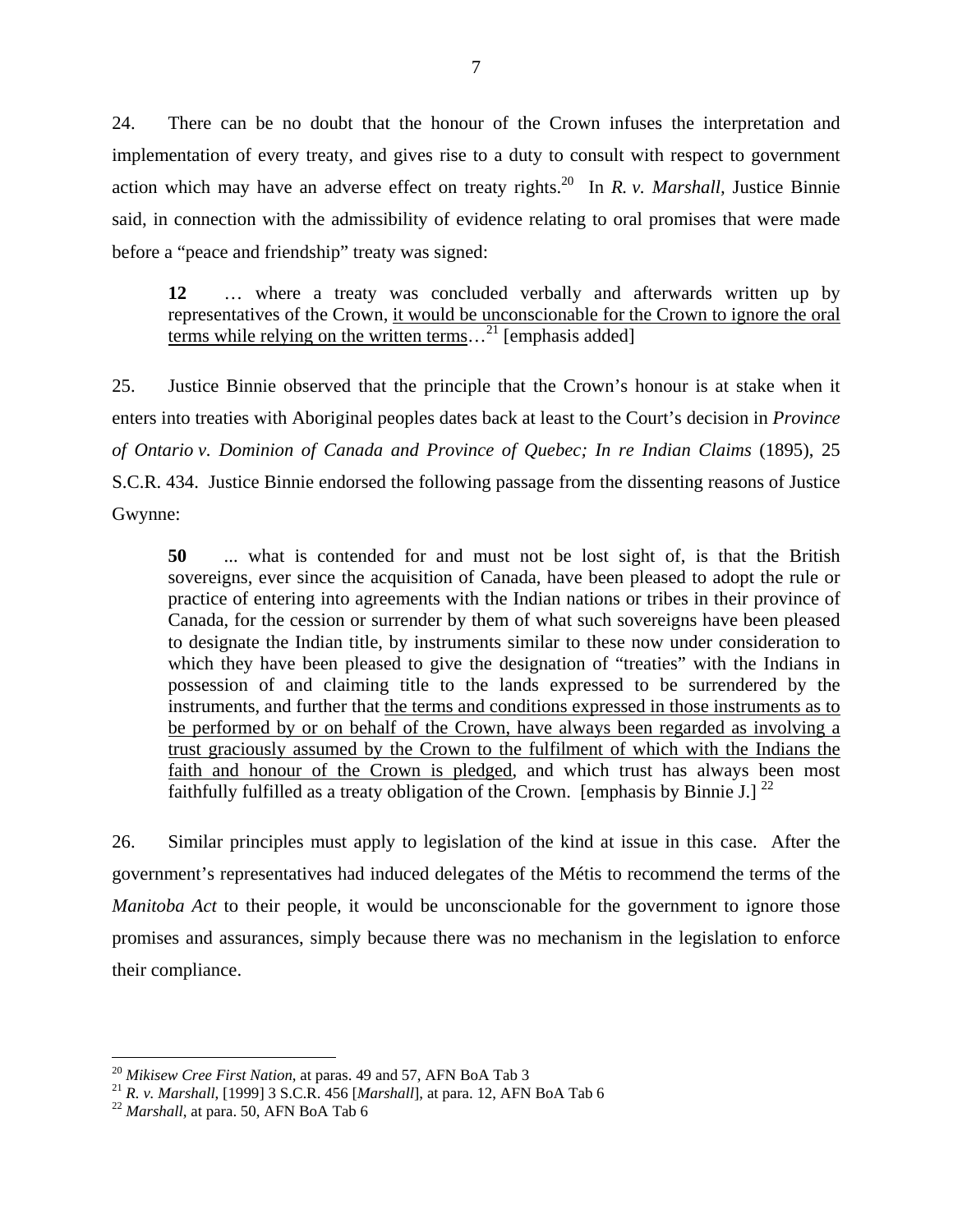24. There can be no doubt that the honour of the Crown infuses the interpretation and implementation of every treaty, and gives rise to a duty to consult with respect to government action which may have an adverse effect on treaty rights.[20] In *R. v. Marshall*, Justice Binnie said, in connection with the admissibility of evidence relating to oral promises that were made before a "peace and friendship" treaty was signed:

> **12** … where a treaty was concluded verbally and afterwards written up by representatives of the Crown, <u>it would be unconscionable for the Crown to ignore the oral terms while relying on the written terms</u>…[21] [emphasis added]

25. Justice Binnie observed that the principle that the Crown's honour is at stake when it enters into treaties with Aboriginal peoples dates back at least to the Court's decision in *Province of Ontario v. Dominion of Canada and Province of Quebec; In re Indian Claims* (1895), 25 S.C.R. 434. Justice Binnie endorsed the following passage from the dissenting reasons of Justice Gwynne:

> **50** ... what is contended for and must not be lost sight of, is that the British sovereigns, ever since the acquisition of Canada, have been pleased to adopt the rule or practice of entering into agreements with the Indian nations or tribes in their province of Canada, for the cession or surrender by them of what such sovereigns have been pleased to designate the Indian title, by instruments similar to these now under consideration to which they have been pleased to give the designation of "treaties" with the Indians in possession of and claiming title to the lands expressed to be surrendered by the instruments, and further that <u>the terms and conditions expressed in those instruments as to be performed by or on behalf of the Crown, have always been regarded as involving a trust graciously assumed by the Crown to the fulfilment of which with the Indians the faith and honour of the Crown is pledged</u>, and which trust has always been most faithfully fulfilled as a treaty obligation of the Crown. [emphasis by Binnie J.] [22]

26. Similar principles must apply to legislation of the kind at issue in this case. After the government's representatives had induced delegates of the Métis to recommend the terms of the *Manitoba Act* to their people, it would be unconscionable for the government to ignore those promises and assurances, simply because there was no mechanism in the legislation to enforce their compliance.

---

[20] *Mikisew Cree First Nation*, at paras. 49 and 57, AFN BoA Tab 3

[21] *R. v. Marshall*, [1999] 3 S.C.R. 456 [*Marshall*], at para. 12, AFN BoA Tab 6

[22] *Marshall*, at para. 50, AFN BoA Tab 6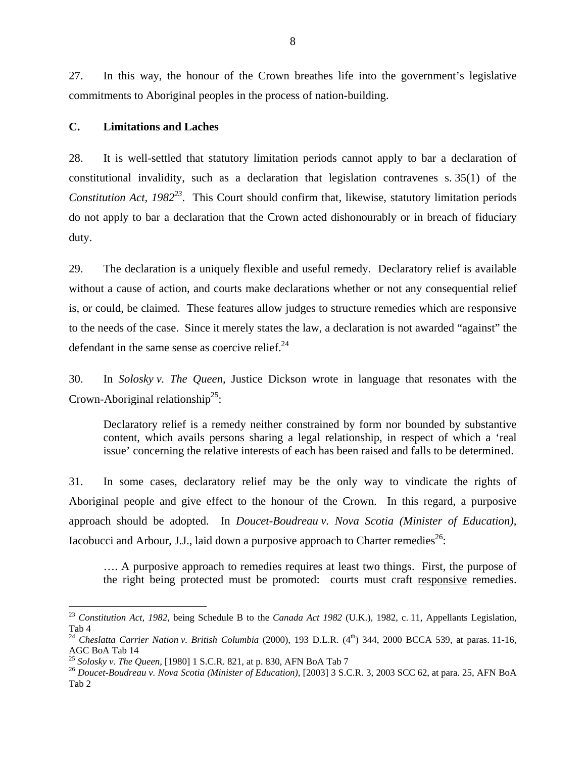27. In this way, the honour of the Crown breathes life into the government's legislative commitments to Aboriginal peoples in the process of nation-building.

## C. Limitations and Laches

28. It is well-settled that statutory limitation periods cannot apply to bar a declaration of constitutional invalidity, such as a declaration that legislation contravenes s. 35(1) of the *Constitution Act, 1982*[23]. This Court should confirm that, likewise, statutory limitation periods do not apply to bar a declaration that the Crown acted dishonourably or in breach of fiduciary duty.

29. The declaration is a uniquely flexible and useful remedy. Declaratory relief is available without a cause of action, and courts make declarations whether or not any consequential relief is, or could, be claimed. These features allow judges to structure remedies which are responsive to the needs of the case. Since it merely states the law, a declaration is not awarded "against" the defendant in the same sense as coercive relief.[24]

30. In *Solosky v. The Queen*, Justice Dickson wrote in language that resonates with the Crown-Aboriginal relationship[25]:

> Declaratory relief is a remedy neither constrained by form nor bounded by substantive content, which avails persons sharing a legal relationship, in respect of which a 'real issue' concerning the relative interests of each has been raised and falls to be determined.

31. In some cases, declaratory relief may be the only way to vindicate the rights of Aboriginal people and give effect to the honour of the Crown. In this regard, a purposive approach should be adopted. In *Doucet-Boudreau v. Nova Scotia (Minister of Education)*, Iacobucci and Arbour, J.J., laid down a purposive approach to Charter remedies[26]:

> …. A purposive approach to remedies requires at least two things. First, the purpose of the right being protected must be promoted: courts must craft <u>responsive</u> remedies.

---

[23] *Constitution Act, 1982*, being Schedule B to the *Canada Act 1982* (U.K.), 1982, c. 11, Appellants Legislation, Tab 4

[24] *Cheslatta Carrier Nation v. British Columbia* (2000), 193 D.L.R. (4th) 344, 2000 BCCA 539, at paras. 11-16, AGC BoA Tab 14

[25] *Solosky v. The Queen*, [1980] 1 S.C.R. 821, at p. 830, AFN BoA Tab 7

[26] *Doucet-Boudreau v. Nova Scotia (Minister of Education)*, [2003] 3 S.C.R. 3, 2003 SCC 62, at para. 25, AFN BoA Tab 2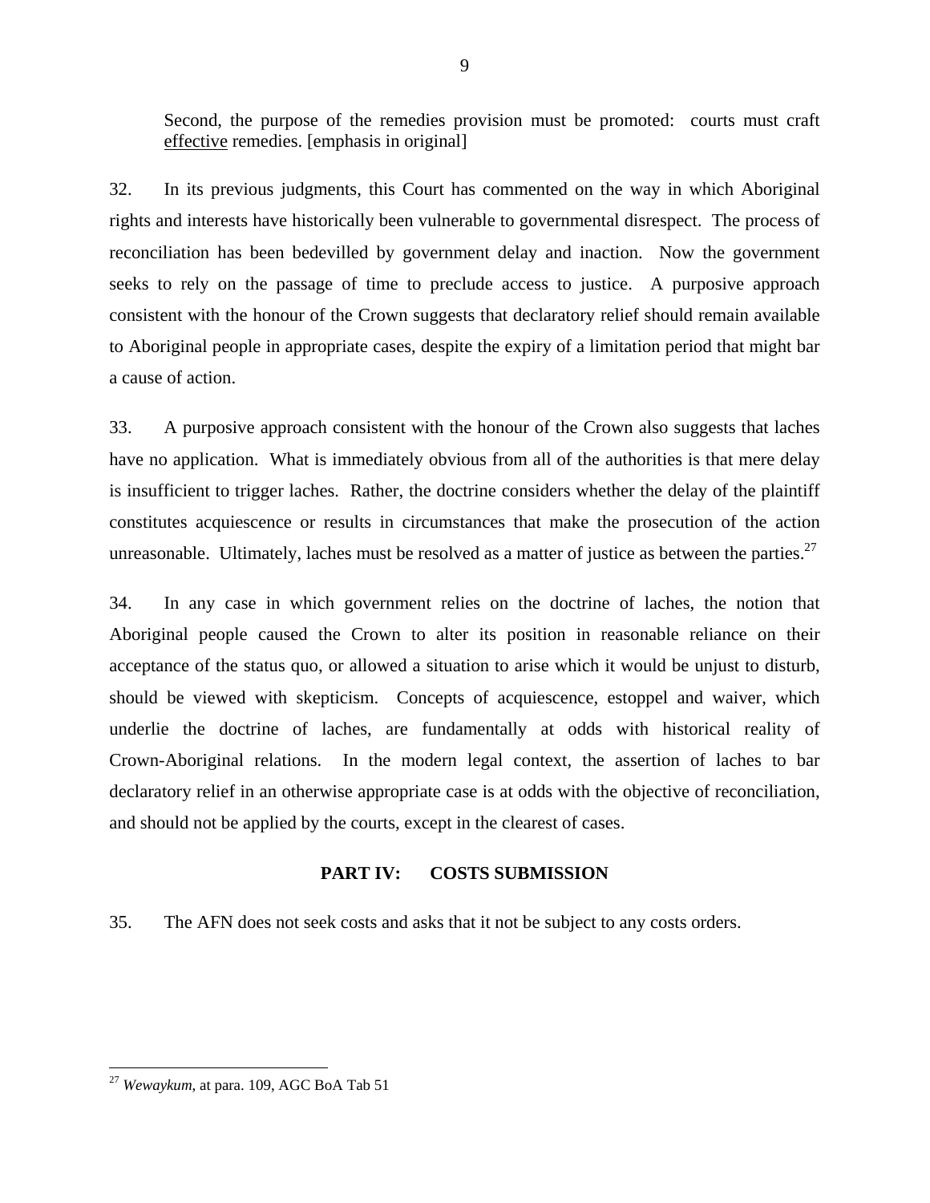> Second, the purpose of the remedies provision must be promoted: courts must craft effective remedies. [emphasis in original]

32. In its previous judgments, this Court has commented on the way in which Aboriginal rights and interests have historically been vulnerable to governmental disrespect. The process of reconciliation has been bedevilled by government delay and inaction. Now the government seeks to rely on the passage of time to preclude access to justice. A purposive approach consistent with the honour of the Crown suggests that declaratory relief should remain available to Aboriginal people in appropriate cases, despite the expiry of a limitation period that might bar a cause of action.

33. A purposive approach consistent with the honour of the Crown also suggests that laches have no application. What is immediately obvious from all of the authorities is that mere delay is insufficient to trigger laches. Rather, the doctrine considers whether the delay of the plaintiff constitutes acquiescence or results in circumstances that make the prosecution of the action unreasonable. Ultimately, laches must be resolved as a matter of justice as between the parties.[27]

34. In any case in which government relies on the doctrine of laches, the notion that Aboriginal people caused the Crown to alter its position in reasonable reliance on their acceptance of the status quo, or allowed a situation to arise which it would be unjust to disturb, should be viewed with skepticism. Concepts of acquiescence, estoppel and waiver, which underlie the doctrine of laches, are fundamentally at odds with historical reality of Crown-Aboriginal relations. In the modern legal context, the assertion of laches to bar declaratory relief in an otherwise appropriate case is at odds with the objective of reconciliation, and should not be applied by the courts, except in the clearest of cases.

## PART IV: COSTS SUBMISSION

35. The AFN does not seek costs and asks that it not be subject to any costs orders.

---

[27] *Wewaykum*, at para. 109, AGC BoA Tab 51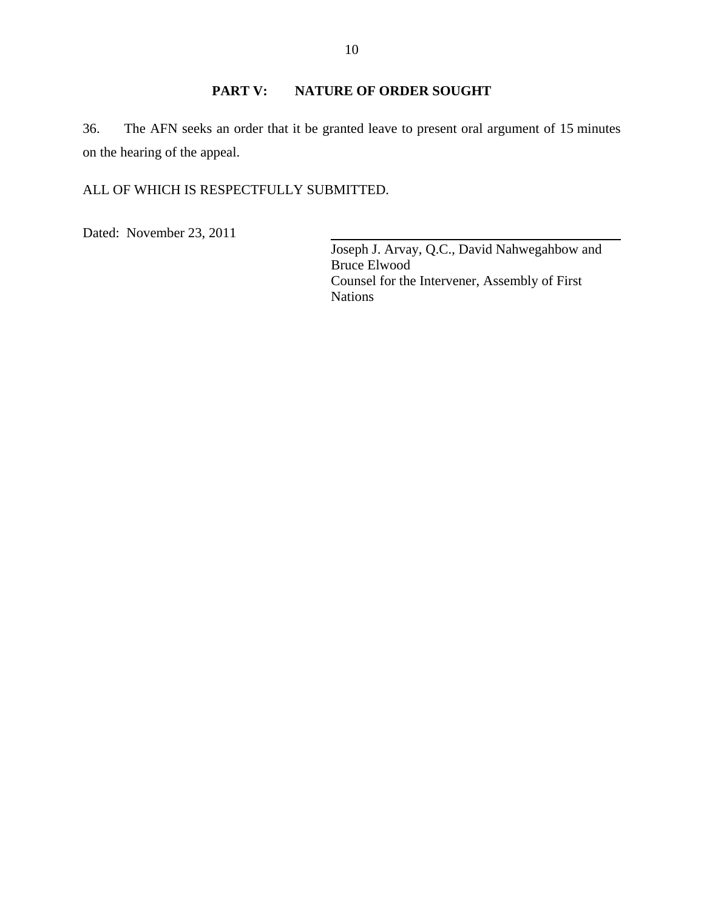## PART V: NATURE OF ORDER SOUGHT

36. The AFN seeks an order that it be granted leave to present oral argument of 15 minutes on the hearing of the appeal.

ALL OF WHICH IS RESPECTFULLY SUBMITTED.

Dated: November 23, 2011

Joseph J. Arvay, Q.C., David Nahwegahbow and Bruce Elwood
Counsel for the Intervener, Assembly of First Nations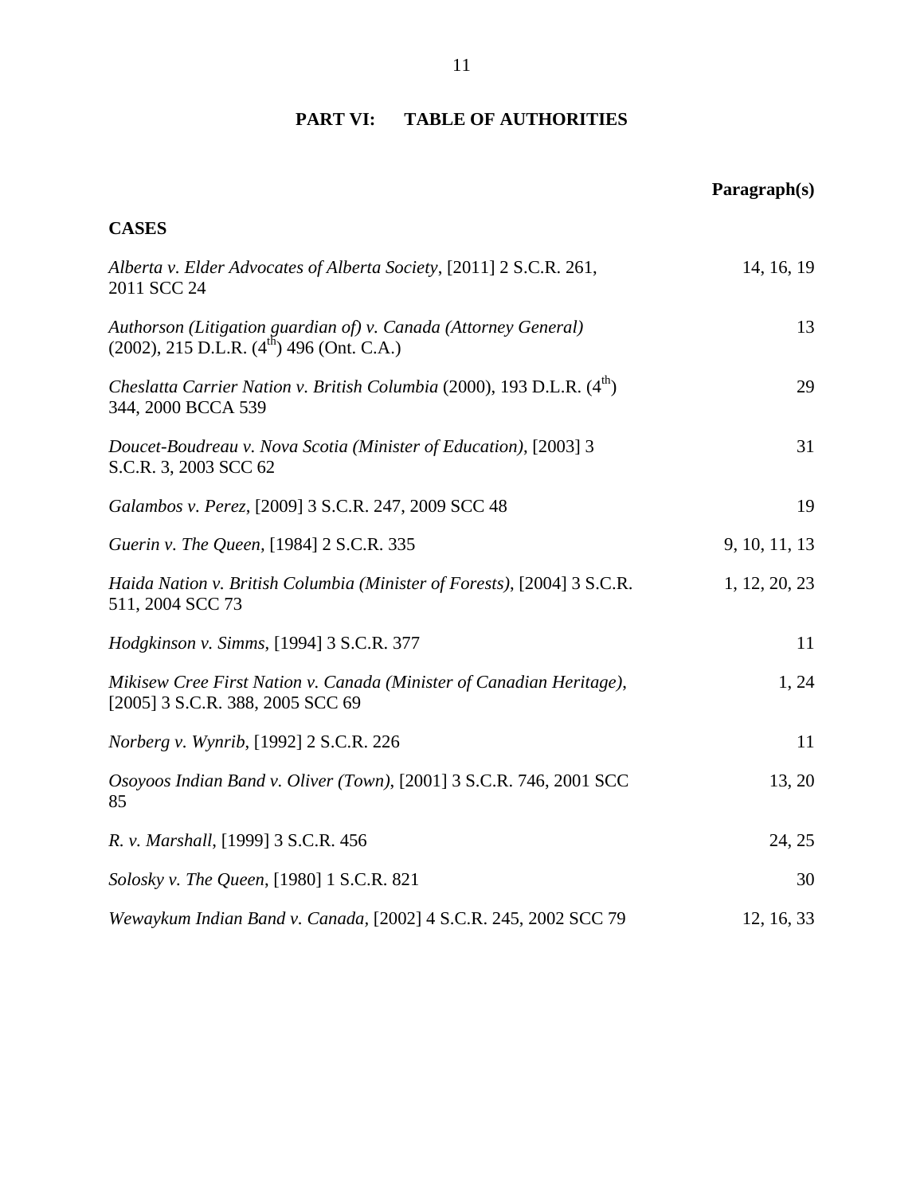## PART VI: TABLE OF AUTHORITIES

| | Paragraph(s) |
|---|---|
| **CASES** | |
| *Alberta v. Elder Advocates of Alberta Society*, [2011] 2 S.C.R. 261, 2011 SCC 24 | 14, 16, 19 |
| *Authorson (Litigation guardian of) v. Canada (Attorney General)* (2002), 215 D.L.R. (4th) 496 (Ont. C.A.) | 13 |
| *Cheslatta Carrier Nation v. British Columbia* (2000), 193 D.L.R. (4th) 344, 2000 BCCA 539 | 29 |
| *Doucet-Boudreau v. Nova Scotia (Minister of Education)*, [2003] 3 S.C.R. 3, 2003 SCC 62 | 31 |
| *Galambos v. Perez*, [2009] 3 S.C.R. 247, 2009 SCC 48 | 19 |
| *Guerin v. The Queen*, [1984] 2 S.C.R. 335 | 9, 10, 11, 13 |
| *Haida Nation v. British Columbia (Minister of Forests)*, [2004] 3 S.C.R. 511, 2004 SCC 73 | 1, 12, 20, 23 |
| *Hodgkinson v. Simms*, [1994] 3 S.C.R. 377 | 11 |
| *Mikisew Cree First Nation v. Canada (Minister of Canadian Heritage)*, [2005] 3 S.C.R. 388, 2005 SCC 69 | 1, 24 |
| *Norberg v. Wynrib*, [1992] 2 S.C.R. 226 | 11 |
| *Osoyoos Indian Band v. Oliver (Town)*, [2001] 3 S.C.R. 746, 2001 SCC 85 | 13, 20 |
| *R. v. Marshall*, [1999] 3 S.C.R. 456 | 24, 25 |
| *Solosky v. The Queen*, [1980] 1 S.C.R. 821 | 30 |
| *Wewaykum Indian Band v. Canada*, [2002] 4 S.C.R. 245, 2002 SCC 79 | 12, 16, 33 |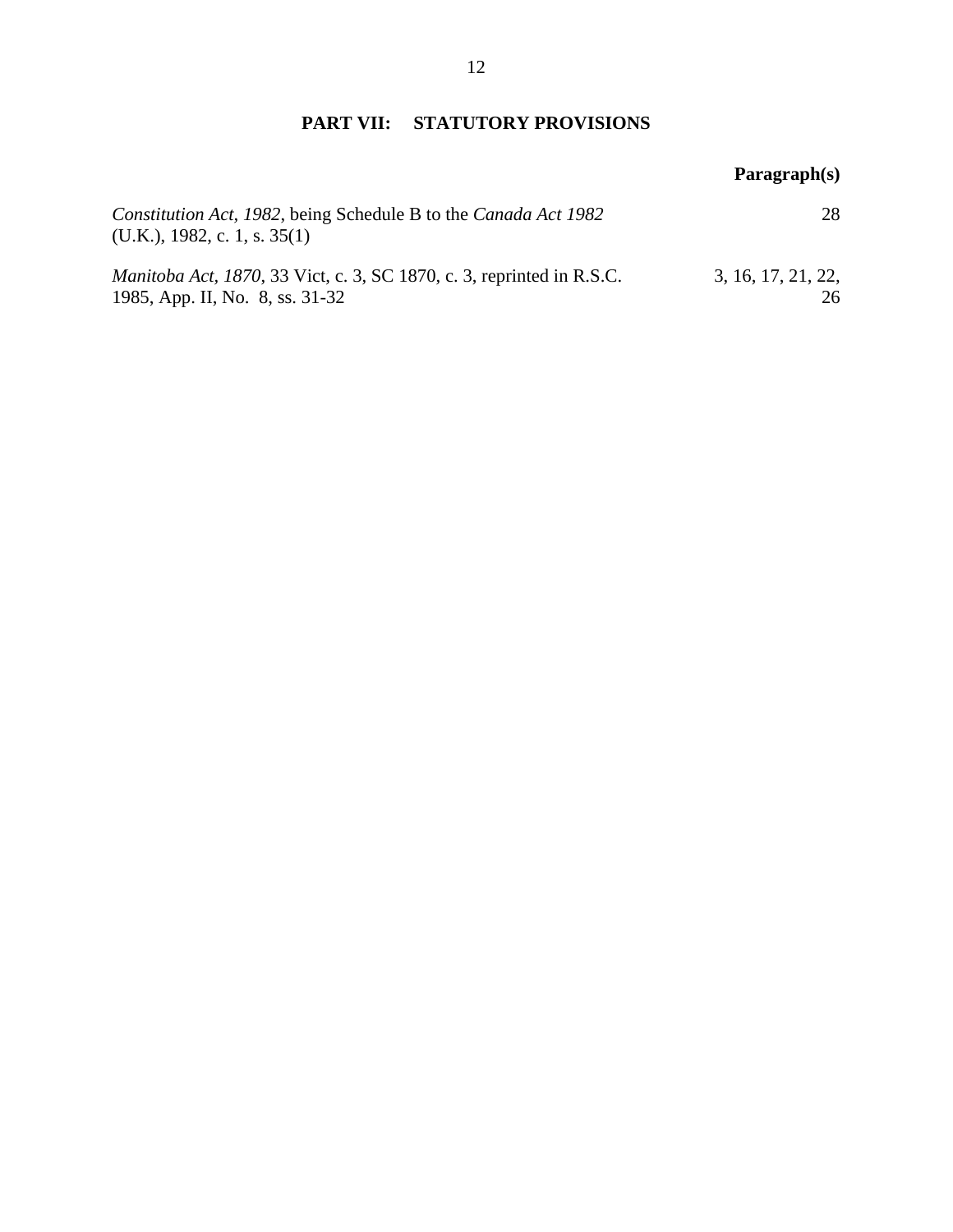## PART VII: STATUTORY PROVISIONS

| | Paragraph(s) |
|---|---|
| *Constitution Act, 1982*, being Schedule B to the *Canada Act 1982* (U.K.), 1982, c. 1, s. 35(1) | 28 |
| *Manitoba Act, 1870*, 33 Vict, c. 3, SC 1870, c. 3, reprinted in R.S.C. 1985, App. II, No. 8, ss. 31-32 | 3, 16, 17, 21, 22, 26 |